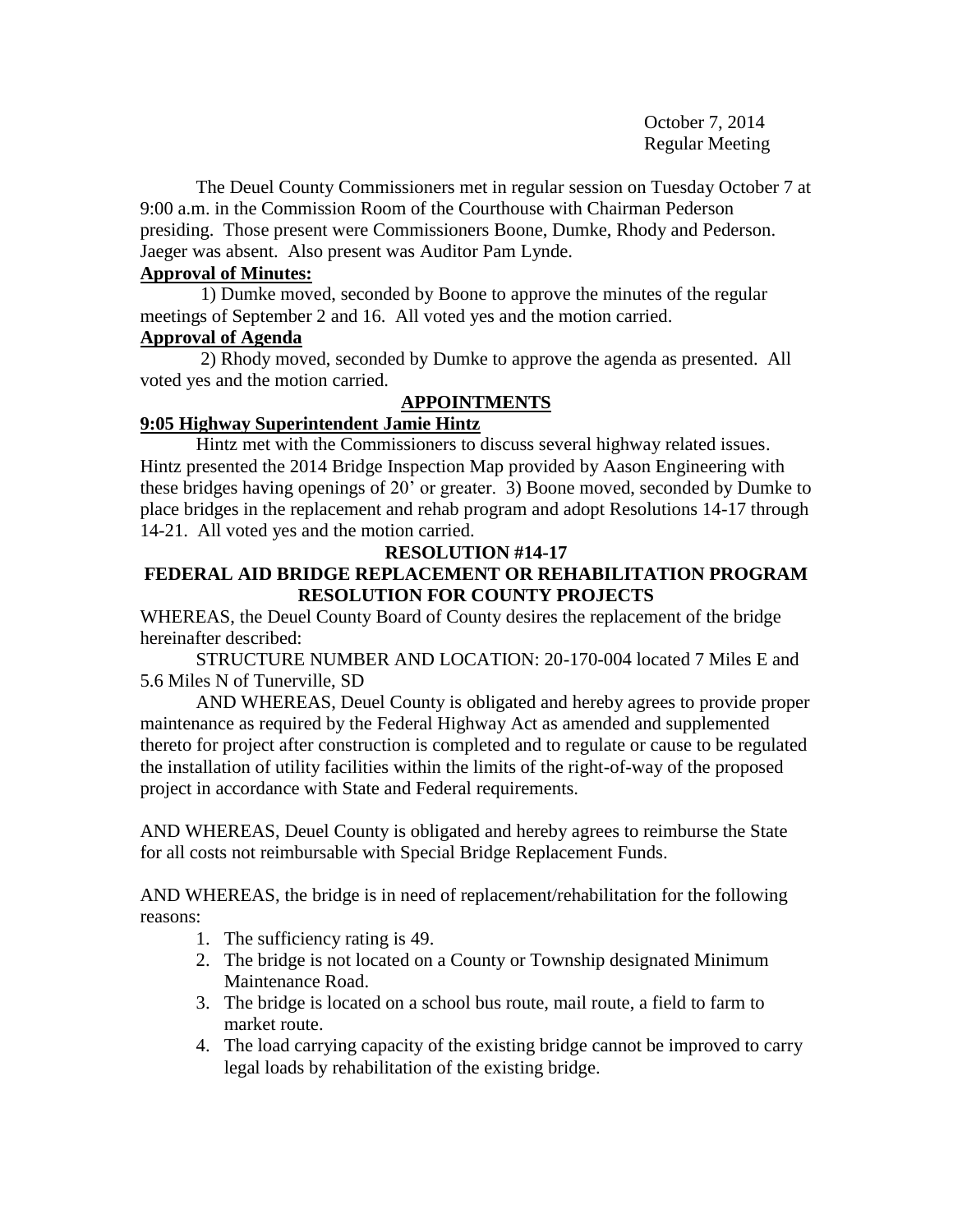October 7, 2014
Regular Meeting

The Deuel County Commissioners met in regular session on Tuesday October 7 at 9:00 a.m. in the Commission Room of the Courthouse with Chairman Pederson presiding. Those present were Commissioners Boone, Dumke, Rhody and Pederson. Jaeger was absent. Also present was Auditor Pam Lynde.

**Approval of Minutes:**

1) Dumke moved, seconded by Boone to approve the minutes of the regular meetings of September 2 and 16. All voted yes and the motion carried.

**Approval of Agenda**

2) Rhody moved, seconded by Dumke to approve the agenda as presented. All voted yes and the motion carried.

## APPOINTMENTS

**9:05 Highway Superintendent Jamie Hintz**

Hintz met with the Commissioners to discuss several highway related issues. Hintz presented the 2014 Bridge Inspection Map provided by Aason Engineering with these bridges having openings of 20' or greater. 3) Boone moved, seconded by Dumke to place bridges in the replacement and rehab program and adopt Resolutions 14-17 through 14-21. All voted yes and the motion carried.

**RESOLUTION #14-17**

**FEDERAL AID BRIDGE REPLACEMENT OR REHABILITATION PROGRAM RESOLUTION FOR COUNTY PROJECTS**

WHEREAS, the Deuel County Board of County desires the replacement of the bridge hereinafter described:

STRUCTURE NUMBER AND LOCATION: 20-170-004 located 7 Miles E and 5.6 Miles N of Tunerville, SD

AND WHEREAS, Deuel County is obligated and hereby agrees to provide proper maintenance as required by the Federal Highway Act as amended and supplemented thereto for project after construction is completed and to regulate or cause to be regulated the installation of utility facilities within the limits of the right-of-way of the proposed project in accordance with State and Federal requirements.

AND WHEREAS, Deuel County is obligated and hereby agrees to reimburse the State for all costs not reimbursable with Special Bridge Replacement Funds.

AND WHEREAS, the bridge is in need of replacement/rehabilitation for the following reasons:

1. The sufficiency rating is 49.
2. The bridge is not located on a County or Township designated Minimum Maintenance Road.
3. The bridge is located on a school bus route, mail route, a field to farm to market route.
4. The load carrying capacity of the existing bridge cannot be improved to carry legal loads by rehabilitation of the existing bridge.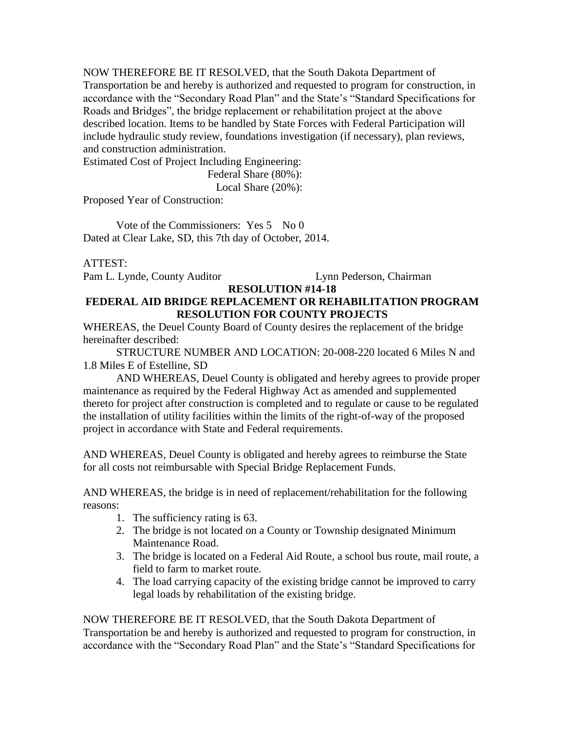NOW THEREFORE BE IT RESOLVED, that the South Dakota Department of Transportation be and hereby is authorized and requested to program for construction, in accordance with the "Secondary Road Plan" and the State's "Standard Specifications for Roads and Bridges", the bridge replacement or rehabilitation project at the above described location. Items to be handled by State Forces with Federal Participation will include hydraulic study review, foundations investigation (if necessary), plan reviews, and construction administration.

Estimated Cost of Project Including Engineering:

Federal Share (80%):

Local Share (20%):

Proposed Year of Construction:

Vote of the Commissioners: Yes 5 No 0

Dated at Clear Lake, SD, this 7th day of October, 2014.

ATTEST:

Pam L. Lynde, County Auditor Lynn Pederson, Chairman

**RESOLUTION #14-18**

**FEDERAL AID BRIDGE REPLACEMENT OR REHABILITATION PROGRAM RESOLUTION FOR COUNTY PROJECTS**

WHEREAS, the Deuel County Board of County desires the replacement of the bridge hereinafter described:

STRUCTURE NUMBER AND LOCATION: 20-008-220 located 6 Miles N and 1.8 Miles E of Estelline, SD

AND WHEREAS, Deuel County is obligated and hereby agrees to provide proper maintenance as required by the Federal Highway Act as amended and supplemented thereto for project after construction is completed and to regulate or cause to be regulated the installation of utility facilities within the limits of the right-of-way of the proposed project in accordance with State and Federal requirements.

AND WHEREAS, Deuel County is obligated and hereby agrees to reimburse the State for all costs not reimbursable with Special Bridge Replacement Funds.

AND WHEREAS, the bridge is in need of replacement/rehabilitation for the following reasons:

1. The sufficiency rating is 63.
2. The bridge is not located on a County or Township designated Minimum Maintenance Road.
3. The bridge is located on a Federal Aid Route, a school bus route, mail route, a field to farm to market route.
4. The load carrying capacity of the existing bridge cannot be improved to carry legal loads by rehabilitation of the existing bridge.

NOW THEREFORE BE IT RESOLVED, that the South Dakota Department of Transportation be and hereby is authorized and requested to program for construction, in accordance with the "Secondary Road Plan" and the State's "Standard Specifications for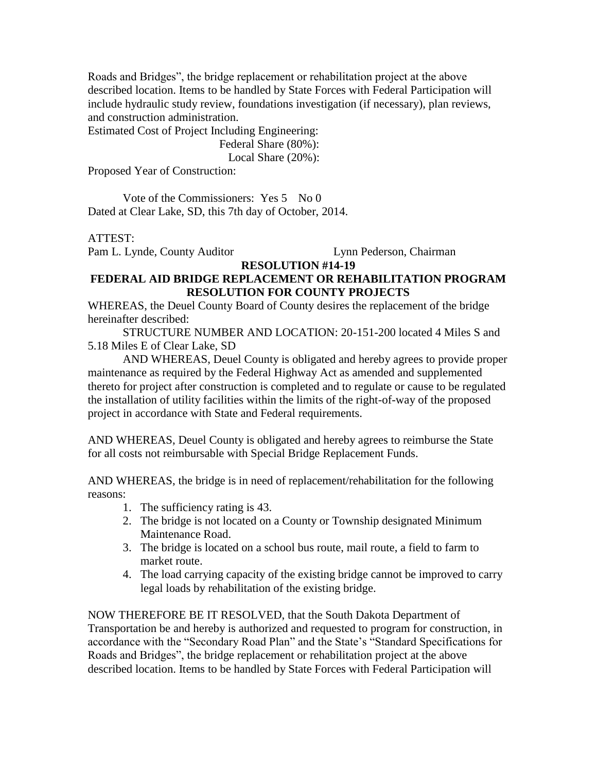Roads and Bridges", the bridge replacement or rehabilitation project at the above described location. Items to be handled by State Forces with Federal Participation will include hydraulic study review, foundations investigation (if necessary), plan reviews, and construction administration.

Estimated Cost of Project Including Engineering:

Federal Share (80%):

Local Share (20%):

Proposed Year of Construction:

Vote of the Commissioners: Yes 5 No 0

Dated at Clear Lake, SD, this 7th day of October, 2014.

ATTEST:

Pam L. Lynde, County Auditor — Lynn Pederson, Chairman

**RESOLUTION #14-19**

**FEDERAL AID BRIDGE REPLACEMENT OR REHABILITATION PROGRAM RESOLUTION FOR COUNTY PROJECTS**

WHEREAS, the Deuel County Board of County desires the replacement of the bridge hereinafter described:

STRUCTURE NUMBER AND LOCATION: 20-151-200 located 4 Miles S and 5.18 Miles E of Clear Lake, SD

AND WHEREAS, Deuel County is obligated and hereby agrees to provide proper maintenance as required by the Federal Highway Act as amended and supplemented thereto for project after construction is completed and to regulate or cause to be regulated the installation of utility facilities within the limits of the right-of-way of the proposed project in accordance with State and Federal requirements.

AND WHEREAS, Deuel County is obligated and hereby agrees to reimburse the State for all costs not reimbursable with Special Bridge Replacement Funds.

AND WHEREAS, the bridge is in need of replacement/rehabilitation for the following reasons:

1. The sufficiency rating is 43.
2. The bridge is not located on a County or Township designated Minimum Maintenance Road.
3. The bridge is located on a school bus route, mail route, a field to farm to market route.
4. The load carrying capacity of the existing bridge cannot be improved to carry legal loads by rehabilitation of the existing bridge.

NOW THEREFORE BE IT RESOLVED, that the South Dakota Department of Transportation be and hereby is authorized and requested to program for construction, in accordance with the "Secondary Road Plan" and the State's "Standard Specifications for Roads and Bridges", the bridge replacement or rehabilitation project at the above described location. Items to be handled by State Forces with Federal Participation will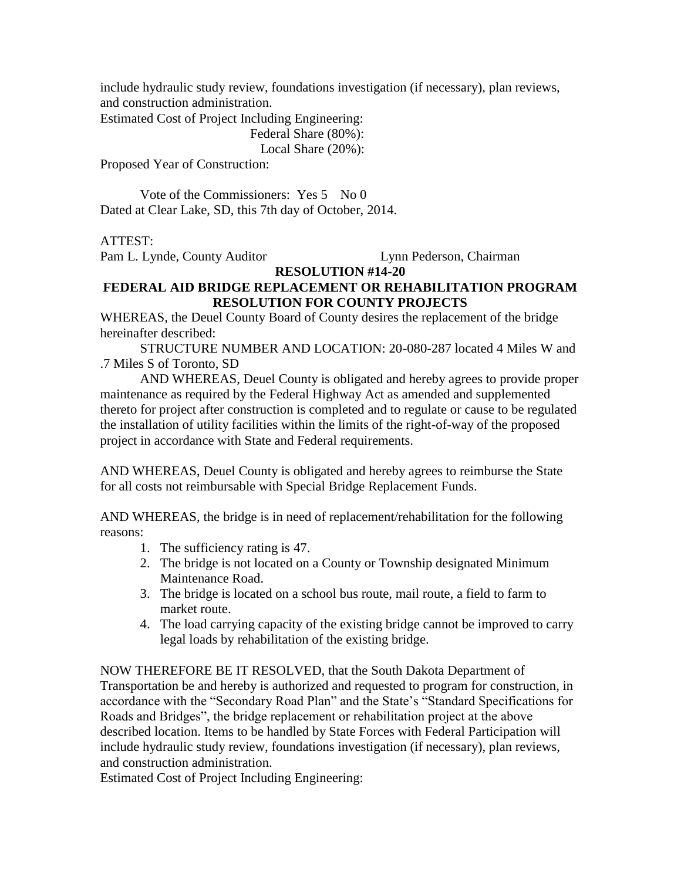include hydraulic study review, foundations investigation (if necessary), plan reviews, and construction administration.

Estimated Cost of Project Including Engineering:

Federal Share (80%):

Local Share (20%):

Proposed Year of Construction:

Vote of the Commissioners: Yes 5 No 0

Dated at Clear Lake, SD, this 7th day of October, 2014.

ATTEST:

Pam L. Lynde, County Auditor　　　　　　Lynn Pederson, Chairman

**RESOLUTION #14-20**

**FEDERAL AID BRIDGE REPLACEMENT OR REHABILITATION PROGRAM RESOLUTION FOR COUNTY PROJECTS**

WHEREAS, the Deuel County Board of County desires the replacement of the bridge hereinafter described:

STRUCTURE NUMBER AND LOCATION: 20-080-287 located 4 Miles W and .7 Miles S of Toronto, SD

AND WHEREAS, Deuel County is obligated and hereby agrees to provide proper maintenance as required by the Federal Highway Act as amended and supplemented thereto for project after construction is completed and to regulate or cause to be regulated the installation of utility facilities within the limits of the right-of-way of the proposed project in accordance with State and Federal requirements.

AND WHEREAS, Deuel County is obligated and hereby agrees to reimburse the State for all costs not reimbursable with Special Bridge Replacement Funds.

AND WHEREAS, the bridge is in need of replacement/rehabilitation for the following reasons:

1. The sufficiency rating is 47.
2. The bridge is not located on a County or Township designated Minimum Maintenance Road.
3. The bridge is located on a school bus route, mail route, a field to farm to market route.
4. The load carrying capacity of the existing bridge cannot be improved to carry legal loads by rehabilitation of the existing bridge.

NOW THEREFORE BE IT RESOLVED, that the South Dakota Department of Transportation be and hereby is authorized and requested to program for construction, in accordance with the "Secondary Road Plan" and the State's "Standard Specifications for Roads and Bridges", the bridge replacement or rehabilitation project at the above described location. Items to be handled by State Forces with Federal Participation will include hydraulic study review, foundations investigation (if necessary), plan reviews, and construction administration.

Estimated Cost of Project Including Engineering: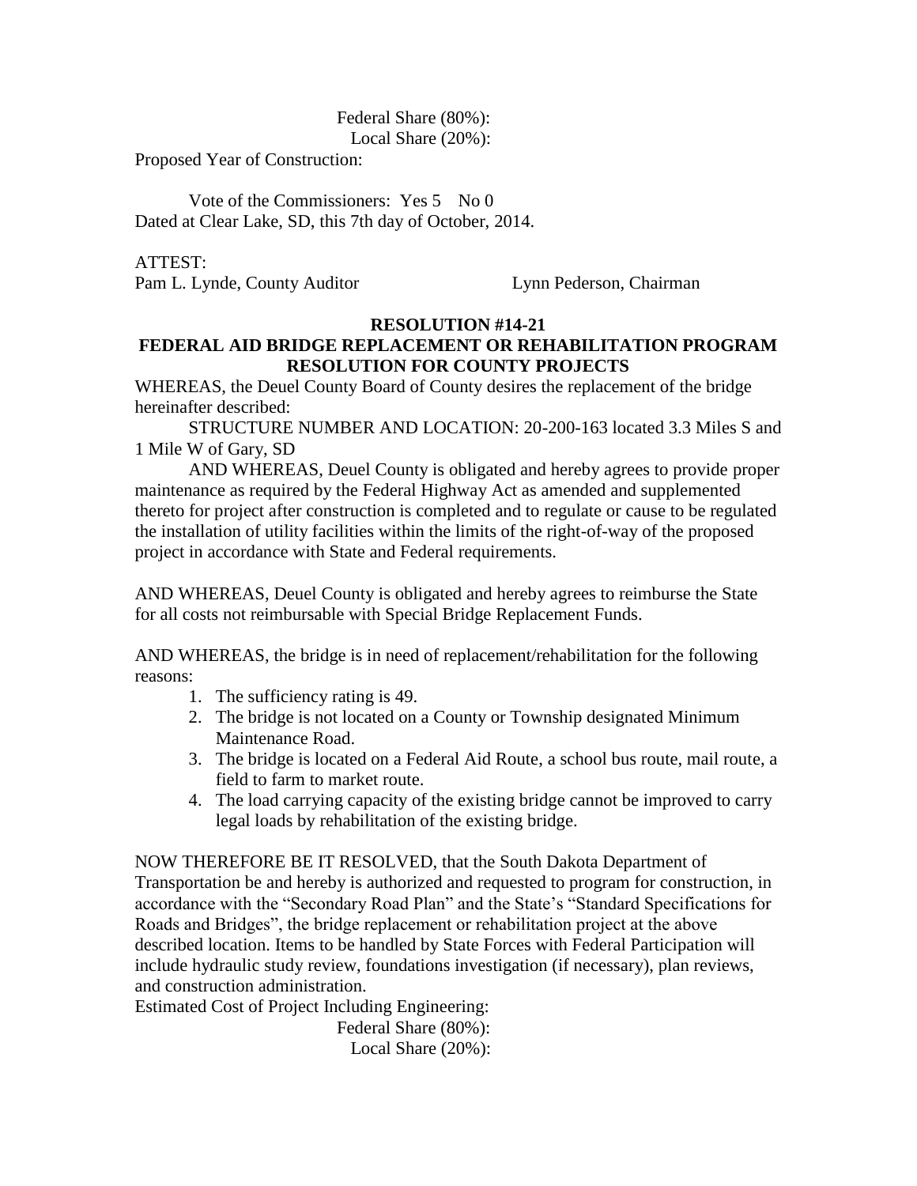Federal Share (80%):
Local Share (20%):

Proposed Year of Construction:

Vote of the Commissioners: Yes 5 No 0
Dated at Clear Lake, SD, this 7th day of October, 2014.

ATTEST:
Pam L. Lynde, County Auditor Lynn Pederson, Chairman

**RESOLUTION #14-21**
**FEDERAL AID BRIDGE REPLACEMENT OR REHABILITATION PROGRAM RESOLUTION FOR COUNTY PROJECTS**

WHEREAS, the Deuel County Board of County desires the replacement of the bridge hereinafter described:

STRUCTURE NUMBER AND LOCATION: 20-200-163 located 3.3 Miles S and 1 Mile W of Gary, SD

AND WHEREAS, Deuel County is obligated and hereby agrees to provide proper maintenance as required by the Federal Highway Act as amended and supplemented thereto for project after construction is completed and to regulate or cause to be regulated the installation of utility facilities within the limits of the right-of-way of the proposed project in accordance with State and Federal requirements.

AND WHEREAS, Deuel County is obligated and hereby agrees to reimburse the State for all costs not reimbursable with Special Bridge Replacement Funds.

AND WHEREAS, the bridge is in need of replacement/rehabilitation for the following reasons:

1. The sufficiency rating is 49.
2. The bridge is not located on a County or Township designated Minimum Maintenance Road.
3. The bridge is located on a Federal Aid Route, a school bus route, mail route, a field to farm to market route.
4. The load carrying capacity of the existing bridge cannot be improved to carry legal loads by rehabilitation of the existing bridge.

NOW THEREFORE BE IT RESOLVED, that the South Dakota Department of Transportation be and hereby is authorized and requested to program for construction, in accordance with the "Secondary Road Plan" and the State's "Standard Specifications for Roads and Bridges", the bridge replacement or rehabilitation project at the above described location. Items to be handled by State Forces with Federal Participation will include hydraulic study review, foundations investigation (if necessary), plan reviews, and construction administration.

Estimated Cost of Project Including Engineering:
Federal Share (80%):
Local Share (20%):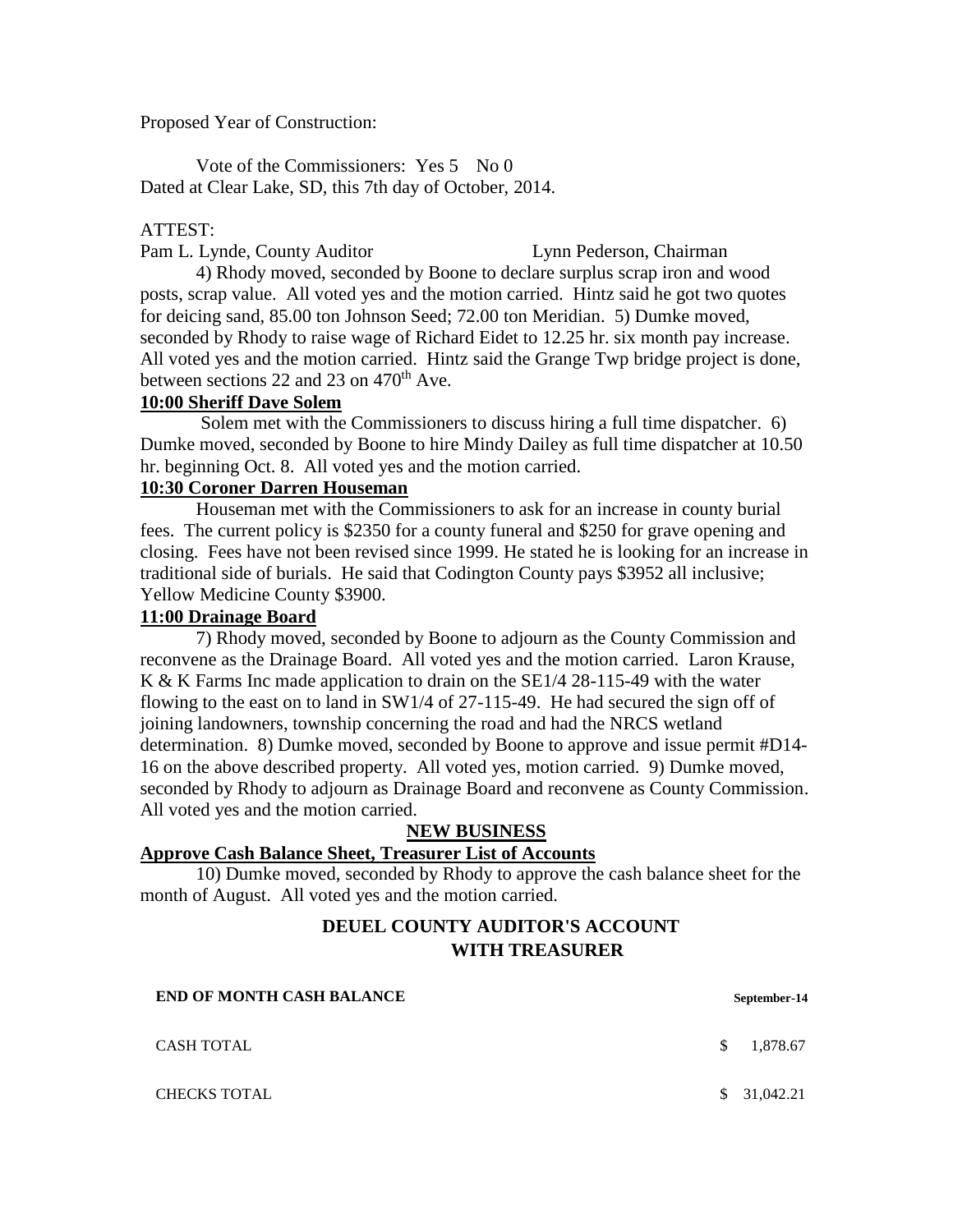Proposed Year of Construction:

Vote of the Commissioners: Yes 5 No 0
Dated at Clear Lake, SD, this 7th day of October, 2014.

ATTEST:
Pam L. Lynde, County Auditor Lynn Pederson, Chairman

4) Rhody moved, seconded by Boone to declare surplus scrap iron and wood posts, scrap value. All voted yes and the motion carried. Hintz said he got two quotes for deicing sand, 85.00 ton Johnson Seed; 72.00 ton Meridian. 5) Dumke moved, seconded by Rhody to raise wage of Richard Eidet to 12.25 hr. six month pay increase. All voted yes and the motion carried. Hintz said the Grange Twp bridge project is done, between sections 22 and 23 on 470th Ave.

**10:00 Sheriff Dave Solem**

Solem met with the Commissioners to discuss hiring a full time dispatcher. 6) Dumke moved, seconded by Boone to hire Mindy Dailey as full time dispatcher at 10.50 hr. beginning Oct. 8. All voted yes and the motion carried.

**10:30 Coroner Darren Houseman**

Houseman met with the Commissioners to ask for an increase in county burial fees. The current policy is $2350 for a county funeral and $250 for grave opening and closing. Fees have not been revised since 1999. He stated he is looking for an increase in traditional side of burials. He said that Codington County pays $3952 all inclusive; Yellow Medicine County $3900.

**11:00 Drainage Board**

7) Rhody moved, seconded by Boone to adjourn as the County Commission and reconvene as the Drainage Board. All voted yes and the motion carried. Laron Krause, K & K Farms Inc made application to drain on the SE1/4 28-115-49 with the water flowing to the east on to land in SW1/4 of 27-115-49. He had secured the sign off of joining landowners, township concerning the road and had the NRCS wetland determination. 8) Dumke moved, seconded by Boone to approve and issue permit #D14-16 on the above described property. All voted yes, motion carried. 9) Dumke moved, seconded by Rhody to adjourn as Drainage Board and reconvene as County Commission. All voted yes and the motion carried.

## NEW BUSINESS

**Approve Cash Balance Sheet, Treasurer List of Accounts**

10) Dumke moved, seconded by Rhody to approve the cash balance sheet for the month of August. All voted yes and the motion carried.

### DEUEL COUNTY AUDITOR'S ACCOUNT WITH TREASURER

| END OF MONTH CASH BALANCE | September-14 |
|---|---|
| CASH TOTAL | $ 1,878.67 |
| CHECKS TOTAL | $ 31,042.21 |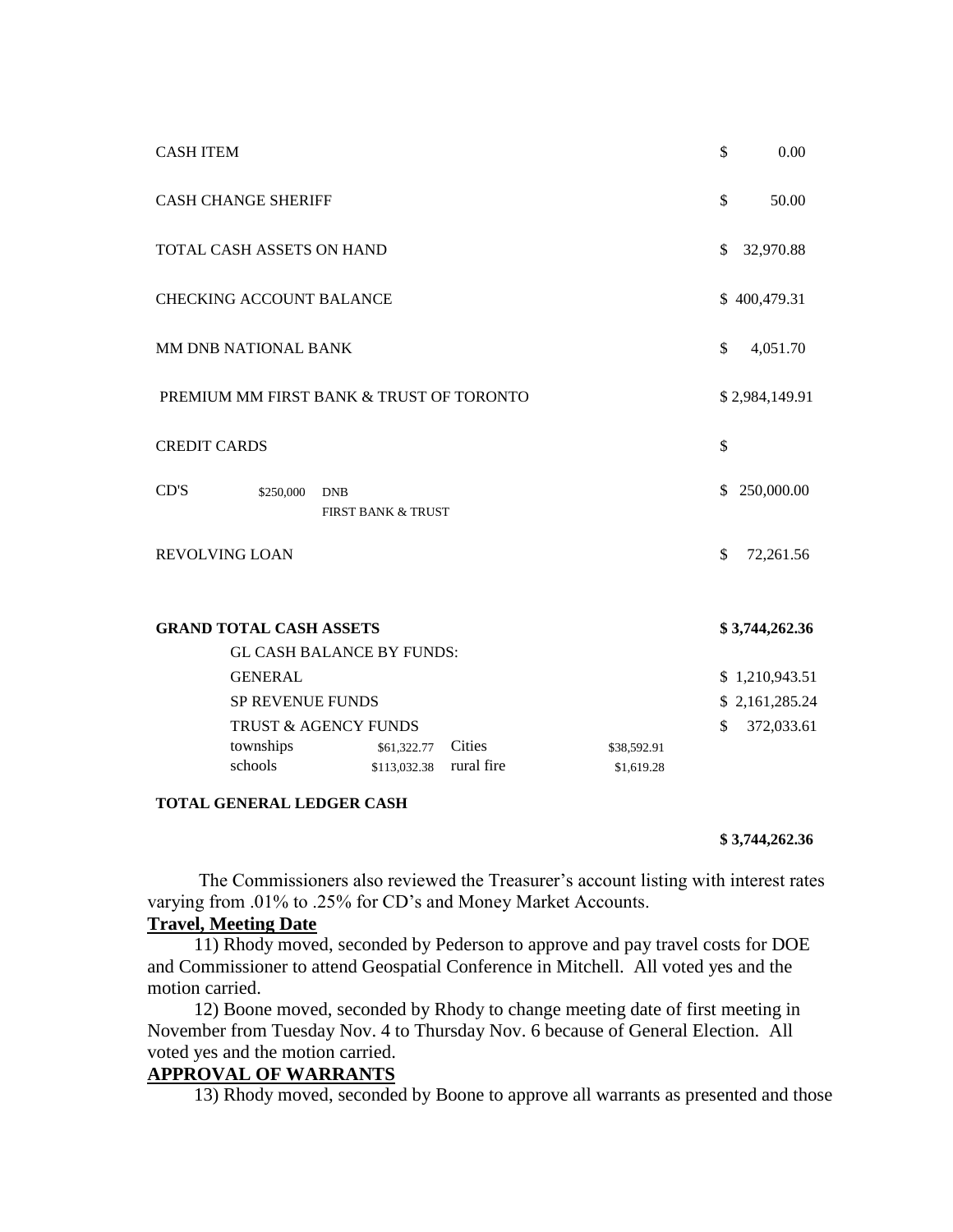| | | | | | |
|---|---|---|---|---|---|
| CASH ITEM | | | | | $ 0.00 |
| CASH CHANGE SHERIFF | | | | | $ 50.00 |
| TOTAL CASH ASSETS ON HAND | | | | | $ 32,970.88 |
| CHECKING ACCOUNT BALANCE | | | | | $ 400,479.31 |
| MM DNB NATIONAL BANK | | | | | $ 4,051.70 |
| PREMIUM MM FIRST BANK & TRUST OF TORONTO | | | | | $ 2,984,149.91 |
| CREDIT CARDS | | | | | $ |
| CD'S | $250,000 | DNB<br>FIRST BANK & TRUST | | | $ 250,000.00 |
| REVOLVING LOAN | | | | | $ 72,261.56 |
| **GRAND TOTAL CASH ASSETS** | | | | | **$ 3,744,262.36** |
| GL CASH BALANCE BY FUNDS: | | | | | |
| GENERAL | | | | | $ 1,210,943.51 |
| SP REVENUE FUNDS | | | | | $ 2,161,285.24 |
| TRUST & AGENCY FUNDS | | | | | $ 372,033.61 |
| townships | $61,322.77 | Cities | $38,592.91 | | |
| schools | $113,032.38 | rural fire | $1,619.28 | | |
| **TOTAL GENERAL LEDGER CASH** | | | | | **$ 3,744,262.36** |

The Commissioners also reviewed the Treasurer's account listing with interest rates varying from .01% to .25% for CD's and Money Market Accounts.

**Travel, Meeting Date**

11) Rhody moved, seconded by Pederson to approve and pay travel costs for DOE and Commissioner to attend Geospatial Conference in Mitchell. All voted yes and the motion carried.

12) Boone moved, seconded by Rhody to change meeting date of first meeting in November from Tuesday Nov. 4 to Thursday Nov. 6 because of General Election. All voted yes and the motion carried.

**APPROVAL OF WARRANTS**

13) Rhody moved, seconded by Boone to approve all warrants as presented and those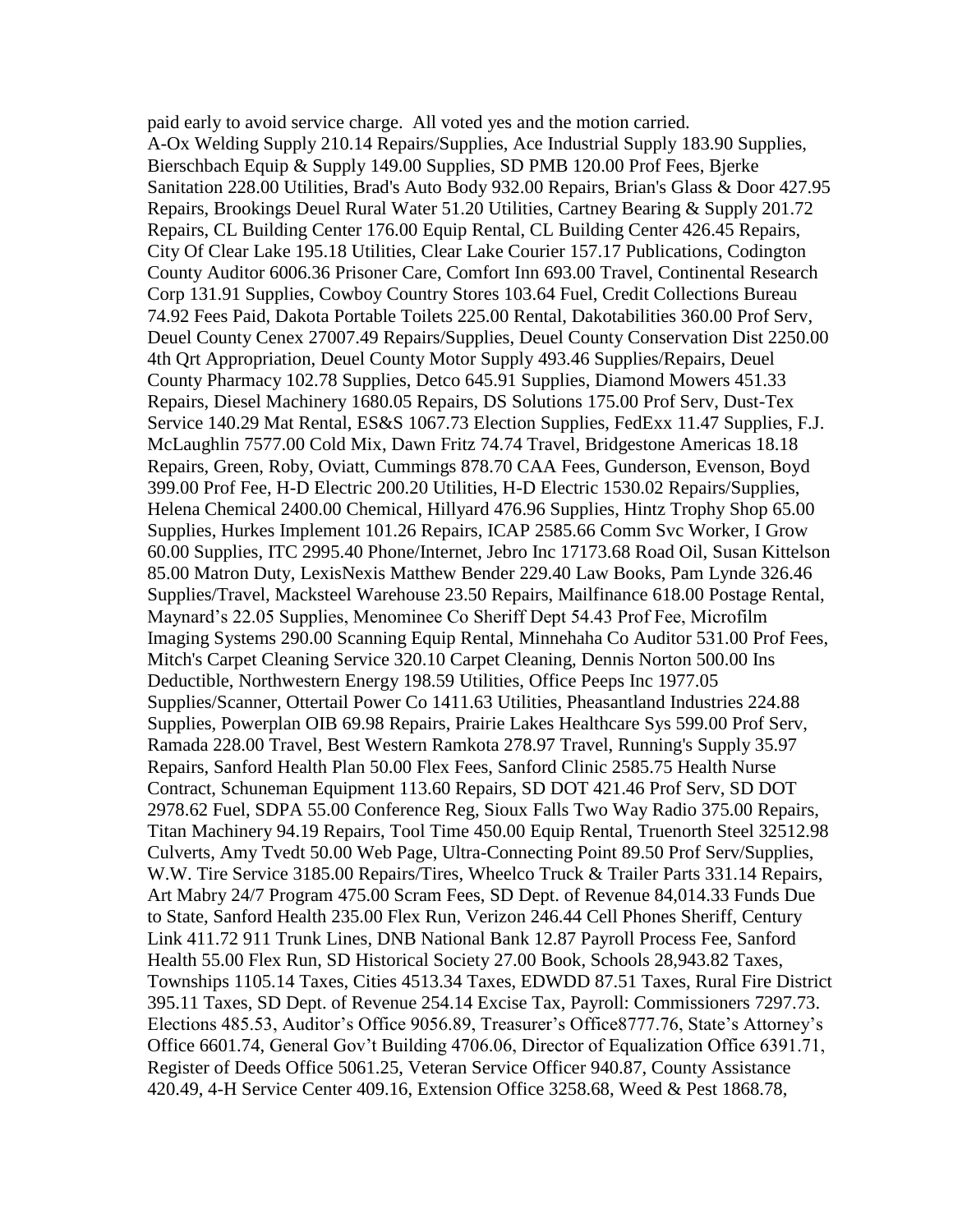paid early to avoid service charge. All voted yes and the motion carried.
A-Ox Welding Supply 210.14 Repairs/Supplies, Ace Industrial Supply 183.90 Supplies, Bierschbach Equip & Supply 149.00 Supplies, SD PMB 120.00 Prof Fees, Bjerke Sanitation 228.00 Utilities, Brad's Auto Body 932.00 Repairs, Brian's Glass & Door 427.95 Repairs, Brookings Deuel Rural Water 51.20 Utilities, Cartney Bearing & Supply 201.72 Repairs, CL Building Center 176.00 Equip Rental, CL Building Center 426.45 Repairs, City Of Clear Lake 195.18 Utilities, Clear Lake Courier 157.17 Publications, Codington County Auditor 6006.36 Prisoner Care, Comfort Inn 693.00 Travel, Continental Research Corp 131.91 Supplies, Cowboy Country Stores 103.64 Fuel, Credit Collections Bureau 74.92 Fees Paid, Dakota Portable Toilets 225.00 Rental, Dakotabilities 360.00 Prof Serv, Deuel County Cenex 27007.49 Repairs/Supplies, Deuel County Conservation Dist 2250.00 4th Qrt Appropriation, Deuel County Motor Supply 493.46 Supplies/Repairs, Deuel County Pharmacy 102.78 Supplies, Detco 645.91 Supplies, Diamond Mowers 451.33 Repairs, Diesel Machinery 1680.05 Repairs, DS Solutions 175.00 Prof Serv, Dust-Tex Service 140.29 Mat Rental, ES&S 1067.73 Election Supplies, FedExx 11.47 Supplies, F.J. McLaughlin 7577.00 Cold Mix, Dawn Fritz 74.74 Travel, Bridgestone Americas 18.18 Repairs, Green, Roby, Oviatt, Cummings 878.70 CAA Fees, Gunderson, Evenson, Boyd 399.00 Prof Fee, H-D Electric 200.20 Utilities, H-D Electric 1530.02 Repairs/Supplies, Helena Chemical 2400.00 Chemical, Hillyard 476.96 Supplies, Hintz Trophy Shop 65.00 Supplies, Hurkes Implement 101.26 Repairs, ICAP 2585.66 Comm Svc Worker, I Grow 60.00 Supplies, ITC 2995.40 Phone/Internet, Jebro Inc 17173.68 Road Oil, Susan Kittelson 85.00 Matron Duty, LexisNexis Matthew Bender 229.40 Law Books, Pam Lynde 326.46 Supplies/Travel, Macksteel Warehouse 23.50 Repairs, Mailfinance 618.00 Postage Rental, Maynard's 22.05 Supplies, Menominee Co Sheriff Dept 54.43 Prof Fee, Microfilm Imaging Systems 290.00 Scanning Equip Rental, Minnehaha Co Auditor 531.00 Prof Fees, Mitch's Carpet Cleaning Service 320.10 Carpet Cleaning, Dennis Norton 500.00 Ins Deductible, Northwestern Energy 198.59 Utilities, Office Peeps Inc 1977.05 Supplies/Scanner, Ottertail Power Co 1411.63 Utilities, Pheasantland Industries 224.88 Supplies, Powerplan OIB 69.98 Repairs, Prairie Lakes Healthcare Sys 599.00 Prof Serv, Ramada 228.00 Travel, Best Western Ramkota 278.97 Travel, Running's Supply 35.97 Repairs, Sanford Health Plan 50.00 Flex Fees, Sanford Clinic 2585.75 Health Nurse Contract, Schuneman Equipment 113.60 Repairs, SD DOT 421.46 Prof Serv, SD DOT 2978.62 Fuel, SDPA 55.00 Conference Reg, Sioux Falls Two Way Radio 375.00 Repairs, Titan Machinery 94.19 Repairs, Tool Time 450.00 Equip Rental, Truenorth Steel 32512.98 Culverts, Amy Tvedt 50.00 Web Page, Ultra-Connecting Point 89.50 Prof Serv/Supplies, W.W. Tire Service 3185.00 Repairs/Tires, Wheelco Truck & Trailer Parts 331.14 Repairs, Art Mabry 24/7 Program 475.00 Scram Fees, SD Dept. of Revenue 84,014.33 Funds Due to State, Sanford Health 235.00 Flex Run, Verizon 246.44 Cell Phones Sheriff, Century Link 411.72 911 Trunk Lines, DNB National Bank 12.87 Payroll Process Fee, Sanford Health 55.00 Flex Run, SD Historical Society 27.00 Book, Schools 28,943.82 Taxes, Townships 1105.14 Taxes, Cities 4513.34 Taxes, EDWDD 87.51 Taxes, Rural Fire District 395.11 Taxes, SD Dept. of Revenue 254.14 Excise Tax, Payroll: Commissioners 7297.73. Elections 485.53, Auditor's Office 9056.89, Treasurer's Office8777.76, State's Attorney's Office 6601.74, General Gov't Building 4706.06, Director of Equalization Office 6391.71, Register of Deeds Office 5061.25, Veteran Service Officer 940.87, County Assistance 420.49, 4-H Service Center 409.16, Extension Office 3258.68, Weed & Pest 1868.78,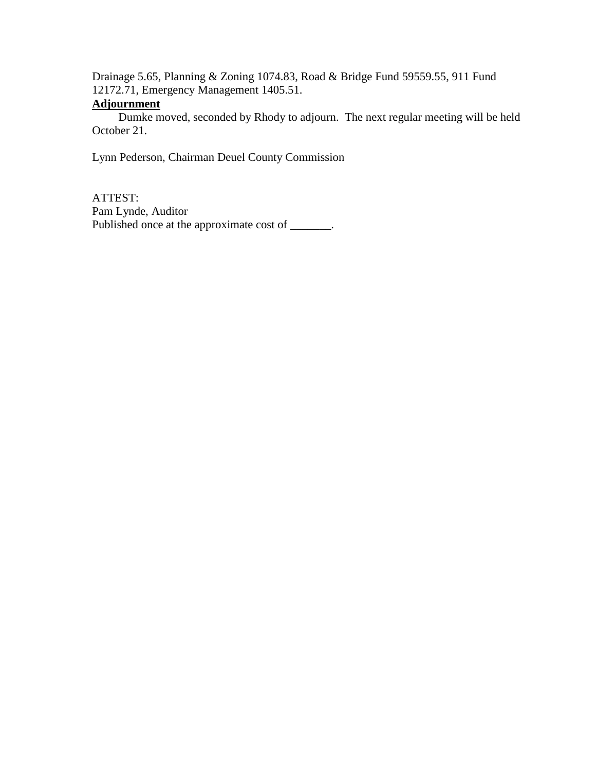Drainage 5.65, Planning & Zoning 1074.83, Road & Bridge Fund 59559.55, 911 Fund 12172.71, Emergency Management 1405.51.

**Adjournment**

Dumke moved, seconded by Rhody to adjourn. The next regular meeting will be held October 21.

Lynn Pederson, Chairman Deuel County Commission

ATTEST:
Pam Lynde, Auditor
Published once at the approximate cost of _______.